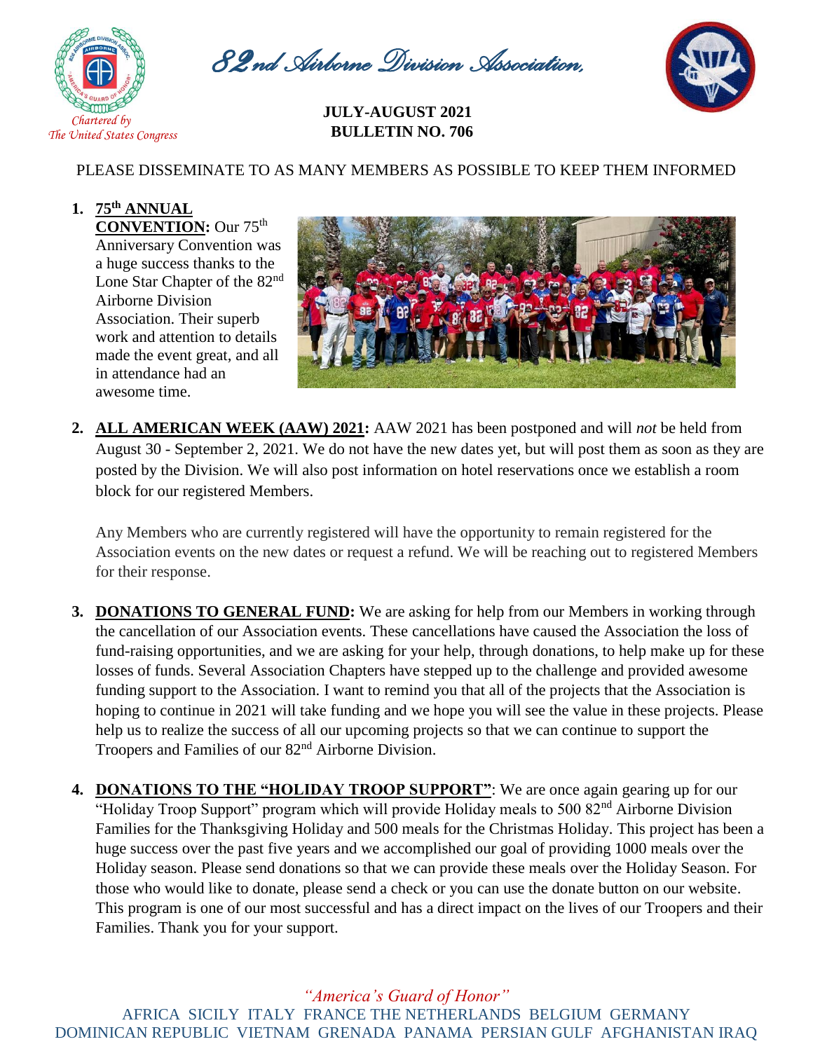# 82nd Airborne Division Association

Chartered by The United States Congress

**JULY-AUGUST 2021**
**BULLETIN NO. 706**

PLEASE DISSEMINATE TO AS MANY MEMBERS AS POSSIBLE TO KEEP THEM INFORMED

1. **75th ANNUAL CONVENTION:** Our 75th Anniversary Convention was a huge success thanks to the Lone Star Chapter of the 82nd Airborne Division Association. Their superb work and attention to details made the event great, and all in attendance had an awesome time.

2. **ALL AMERICAN WEEK (AAW) 2021:** AAW 2021 has been postponed and will *not* be held from August 30 - September 2, 2021. We do not have the new dates yet, but will post them as soon as they are posted by the Division. We will also post information on hotel reservations once we establish a room block for our registered Members.

   Any Members who are currently registered will have the opportunity to remain registered for the Association events on the new dates or request a refund. We will be reaching out to registered Members for their response.

3. **DONATIONS TO GENERAL FUND:** We are asking for help from our Members in working through the cancellation of our Association events. These cancellations have caused the Association the loss of fund-raising opportunities, and we are asking for your help, through donations, to help make up for these losses of funds. Several Association Chapters have stepped up to the challenge and provided awesome funding support to the Association. I want to remind you that all of the projects that the Association is hoping to continue in 2021 will take funding and we hope you will see the value in these projects. Please help us to realize the success of all our upcoming projects so that we can continue to support the Troopers and Families of our 82nd Airborne Division.

4. **DONATIONS TO THE "HOLIDAY TROOP SUPPORT"**: We are once again gearing up for our "Holiday Troop Support" program which will provide Holiday meals to 500 82nd Airborne Division Families for the Thanksgiving Holiday and 500 meals for the Christmas Holiday. This project has been a huge success over the past five years and we accomplished our goal of providing 1000 meals over the Holiday season. Please send donations so that we can provide these meals over the Holiday Season. For those who would like to donate, please send a check or you can use the donate button on our website. This program is one of our most successful and has a direct impact on the lives of our Troopers and their Families. Thank you for your support.

*"America's Guard of Honor"*
AFRICA SICILY ITALY FRANCE THE NETHERLANDS BELGIUM GERMANY DOMINICAN REPUBLIC VIETNAM GRENADA PANAMA PERSIAN GULF AFGHANISTAN IRAQ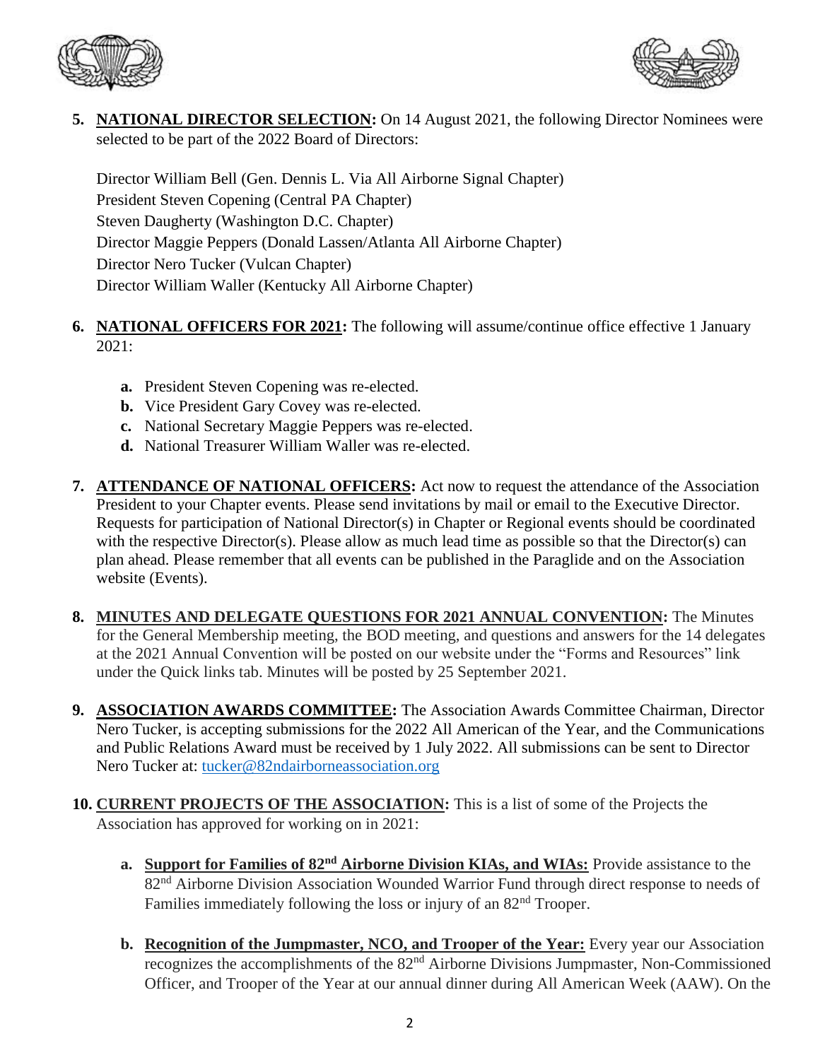5. **NATIONAL DIRECTOR SELECTION:** On 14 August 2021, the following Director Nominees were selected to be part of the 2022 Board of Directors:

   Director William Bell (Gen. Dennis L. Via All Airborne Signal Chapter)
   President Steven Copening (Central PA Chapter)
   Steven Daugherty (Washington D.C. Chapter)
   Director Maggie Peppers (Donald Lassen/Atlanta All Airborne Chapter)
   Director Nero Tucker (Vulcan Chapter)
   Director William Waller (Kentucky All Airborne Chapter)

6. **NATIONAL OFFICERS FOR 2021:** The following will assume/continue office effective 1 January 2021:

   **a.** President Steven Copening was re-elected.
   **b.** Vice President Gary Covey was re-elected.
   **c.** National Secretary Maggie Peppers was re-elected.
   **d.** National Treasurer William Waller was re-elected.

7. **ATTENDANCE OF NATIONAL OFFICERS:** Act now to request the attendance of the Association President to your Chapter events. Please send invitations by mail or email to the Executive Director. Requests for participation of National Director(s) in Chapter or Regional events should be coordinated with the respective Director(s). Please allow as much lead time as possible so that the Director(s) can plan ahead. Please remember that all events can be published in the Paraglide and on the Association website (Events).

8. **MINUTES AND DELEGATE QUESTIONS FOR 2021 ANNUAL CONVENTION:** The Minutes for the General Membership meeting, the BOD meeting, and questions and answers for the 14 delegates at the 2021 Annual Convention will be posted on our website under the "Forms and Resources" link under the Quick links tab. Minutes will be posted by 25 September 2021.

9. **ASSOCIATION AWARDS COMMITTEE:** The Association Awards Committee Chairman, Director Nero Tucker, is accepting submissions for the 2022 All American of the Year, and the Communications and Public Relations Award must be received by 1 July 2022. All submissions can be sent to Director Nero Tucker at: tucker@82ndairborneassociation.org

10. **CURRENT PROJECTS OF THE ASSOCIATION:** This is a list of some of the Projects the Association has approved for working on in 2021:

    **a. Support for Families of 82nd Airborne Division KIAs, and WIAs:** Provide assistance to the 82nd Airborne Division Association Wounded Warrior Fund through direct response to needs of Families immediately following the loss or injury of an 82nd Trooper.

    **b. Recognition of the Jumpmaster, NCO, and Trooper of the Year:** Every year our Association recognizes the accomplishments of the 82nd Airborne Divisions Jumpmaster, Non-Commissioned Officer, and Trooper of the Year at our annual dinner during All American Week (AAW). On the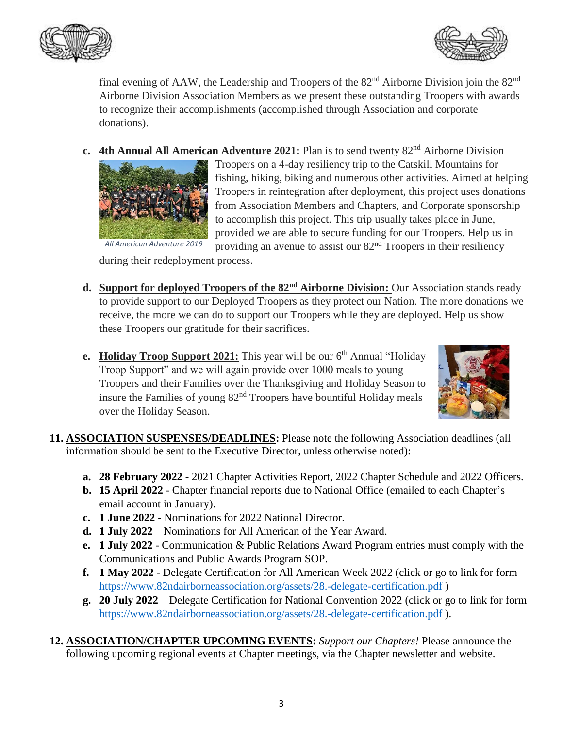final evening of AAW, the Leadership and Troopers of the 82nd Airborne Division join the 82nd Airborne Division Association Members as we present these outstanding Troopers with awards to recognize their accomplishments (accomplished through Association and corporate donations).

c. **4th Annual All American Adventure 2021:** Plan is to send twenty 82nd Airborne Division Troopers on a 4-day resiliency trip to the Catskill Mountains for fishing, hiking, biking and numerous other activities. Aimed at helping Troopers in reintegration after deployment, this project uses donations from Association Members and Chapters, and Corporate sponsorship to accomplish this project. This trip usually takes place in June, provided we are able to secure funding for our Troopers. Help us in providing an avenue to assist our 82nd Troopers in their resiliency during their redeployment process.

*All American Adventure 2019*

d. **Support for deployed Troopers of the 82nd Airborne Division:** Our Association stands ready to provide support to our Deployed Troopers as they protect our Nation. The more donations we receive, the more we can do to support our Troopers while they are deployed. Help us show these Troopers our gratitude for their sacrifices.

e. **Holiday Troop Support 2021:** This year will be our 6th Annual "Holiday Troop Support" and we will again provide over 1000 meals to young Troopers and their Families over the Thanksgiving and Holiday Season to insure the Families of young 82nd Troopers have bountiful Holiday meals over the Holiday Season.

**11. ASSOCIATION SUSPENSES/DEADLINES:** Please note the following Association deadlines (all information should be sent to the Executive Director, unless otherwise noted):

- **a. 28 February 2022** - 2021 Chapter Activities Report, 2022 Chapter Schedule and 2022 Officers.
- **b. 15 April 2022** - Chapter financial reports due to National Office (emailed to each Chapter's email account in January).
- **c. 1 June 2022** - Nominations for 2022 National Director.
- **d. 1 July 2022** – Nominations for All American of the Year Award.
- **e. 1 July 2022** - Communication & Public Relations Award Program entries must comply with the Communications and Public Awards Program SOP.
- **f. 1 May 2022** - Delegate Certification for All American Week 2022 (click or go to link for form https://www.82ndairborneassociation.org/assets/28.-delegate-certification.pdf )
- **g. 20 July 2022** – Delegate Certification for National Convention 2022 (click or go to link for form https://www.82ndairborneassociation.org/assets/28.-delegate-certification.pdf ).

**12. ASSOCIATION/CHAPTER UPCOMING EVENTS:** *Support our Chapters!* Please announce the following upcoming regional events at Chapter meetings, via the Chapter newsletter and website.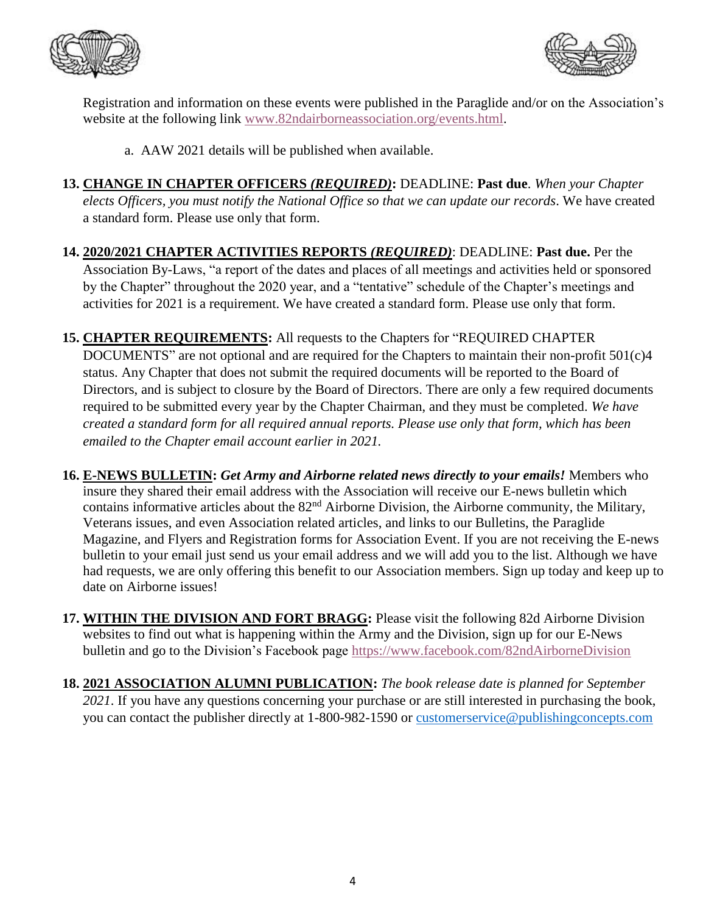Registration and information on these events were published in the Paraglide and/or on the Association's website at the following link www.82ndairborneassociation.org/events.html.

a. AAW 2021 details will be published when available.

13. **CHANGE IN CHAPTER OFFICERS *(REQUIRED)*:** DEADLINE: **Past due**. *When your Chapter elects Officers, you must notify the National Office so that we can update our records*. We have created a standard form. Please use only that form.

14. **2020/2021 CHAPTER ACTIVITIES REPORTS *(REQUIRED)***: DEADLINE: **Past due.** Per the Association By-Laws, "a report of the dates and places of all meetings and activities held or sponsored by the Chapter" throughout the 2020 year, and a "tentative" schedule of the Chapter's meetings and activities for 2021 is a requirement. We have created a standard form. Please use only that form.

15. **CHAPTER REQUIREMENTS:** All requests to the Chapters for "REQUIRED CHAPTER DOCUMENTS" are not optional and are required for the Chapters to maintain their non-profit 501(c)4 status. Any Chapter that does not submit the required documents will be reported to the Board of Directors, and is subject to closure by the Board of Directors. There are only a few required documents required to be submitted every year by the Chapter Chairman, and they must be completed. *We have created a standard form for all required annual reports. Please use only that form, which has been emailed to the Chapter email account earlier in 2021.*

16. **E-NEWS BULLETIN:** ***Get Army and Airborne related news directly to your emails!*** Members who insure they shared their email address with the Association will receive our E-news bulletin which contains informative articles about the 82nd Airborne Division, the Airborne community, the Military, Veterans issues, and even Association related articles, and links to our Bulletins, the Paraglide Magazine, and Flyers and Registration forms for Association Event. If you are not receiving the E-news bulletin to your email just send us your email address and we will add you to the list. Although we have had requests, we are only offering this benefit to our Association members. Sign up today and keep up to date on Airborne issues!

17. **WITHIN THE DIVISION AND FORT BRAGG:** Please visit the following 82d Airborne Division websites to find out what is happening within the Army and the Division, sign up for our E-News bulletin and go to the Division's Facebook page https://www.facebook.com/82ndAirborneDivision

18. **2021 ASSOCIATION ALUMNI PUBLICATION:** *The book release date is planned for September 2021*. If you have any questions concerning your purchase or are still interested in purchasing the book, you can contact the publisher directly at 1-800-982-1590 or customerservice@publishingconcepts.com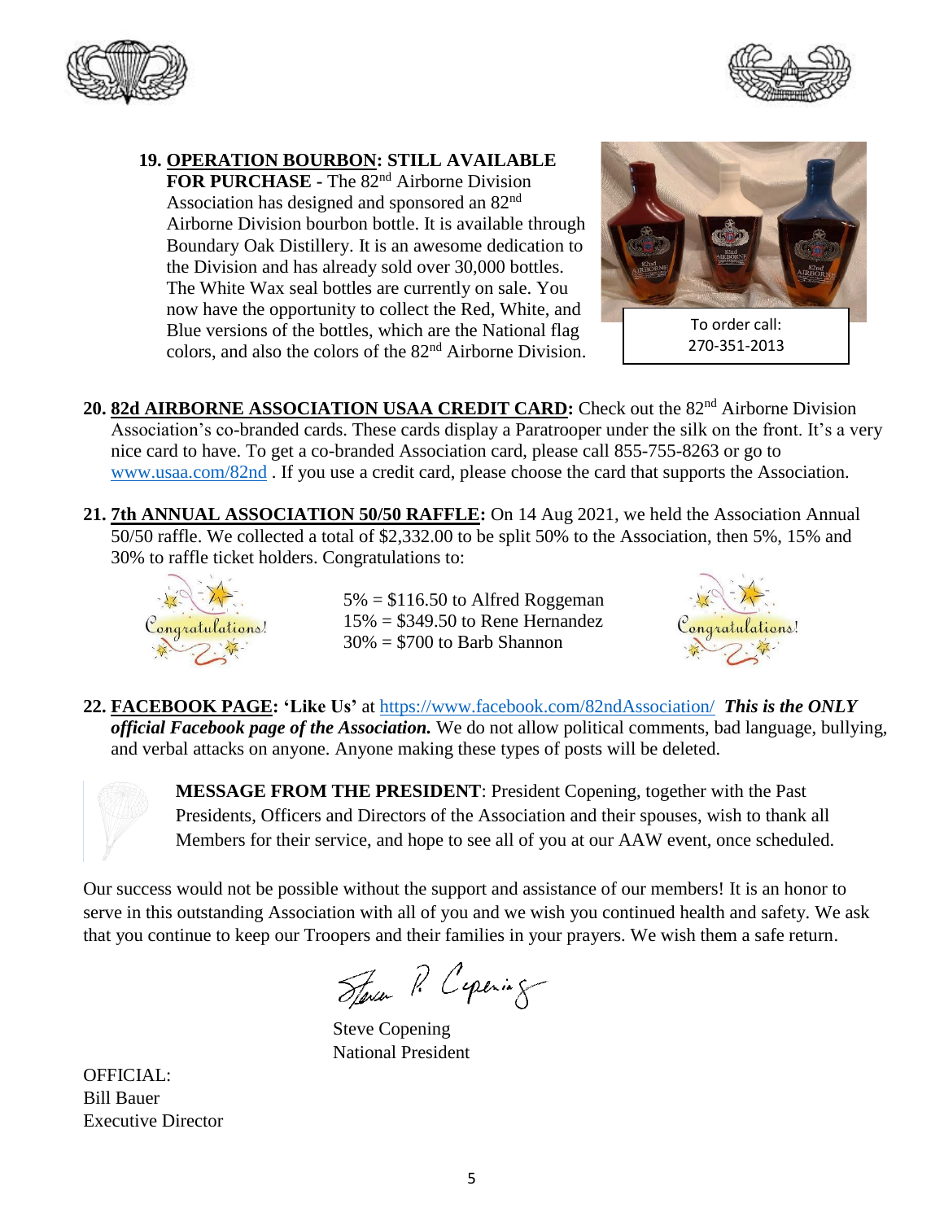**19. <u>OPERATION BOURBON</u>: STILL AVAILABLE FOR PURCHASE -** The 82nd Airborne Division Association has designed and sponsored an 82nd Airborne Division bourbon bottle. It is available through Boundary Oak Distillery. It is an awesome dedication to the Division and has already sold over 30,000 bottles. The White Wax seal bottles are currently on sale. You now have the opportunity to collect the Red, White, and Blue versions of the bottles, which are the National flag colors, and also the colors of the 82nd Airborne Division.

To order call:
270-351-2013

**20. <u>82d AIRBORNE ASSOCIATION USAA CREDIT CARD</u>:** Check out the 82nd Airborne Division Association's co-branded cards. These cards display a Paratrooper under the silk on the front. It's a very nice card to have. To get a co-branded Association card, please call 855-755-8263 or go to www.usaa.com/82nd . If you use a credit card, please choose the card that supports the Association.

**21. <u>7th ANNUAL ASSOCIATION 50/50 RAFFLE</u>:** On 14 Aug 2021, we held the Association Annual 50/50 raffle. We collected a total of $2,332.00 to be split 50% to the Association, then 5%, 15% and 30% to raffle ticket holders. Congratulations to:

5% = $116.50 to Alfred Roggeman
15% = $349.50 to Rene Hernandez
30% = $700 to Barb Shannon

**22. <u>FACEBOOK PAGE</u>: 'Like Us'** at https://www.facebook.com/82ndAssociation/ ***This is the ONLY official Facebook page of the Association.*** We do not allow political comments, bad language, bullying, and verbal attacks on anyone. Anyone making these types of posts will be deleted.

**MESSAGE FROM THE PRESIDENT**: President Copening, together with the Past Presidents, Officers and Directors of the Association and their spouses, wish to thank all Members for their service, and hope to see all of you at our AAW event, once scheduled.

Our success would not be possible without the support and assistance of our members! It is an honor to serve in this outstanding Association with all of you and we wish you continued health and safety. We ask that you continue to keep our Troopers and their families in your prayers. We wish them a safe return.

Steve P. Copening

Steve Copening
National President

OFFICIAL:
Bill Bauer
Executive Director